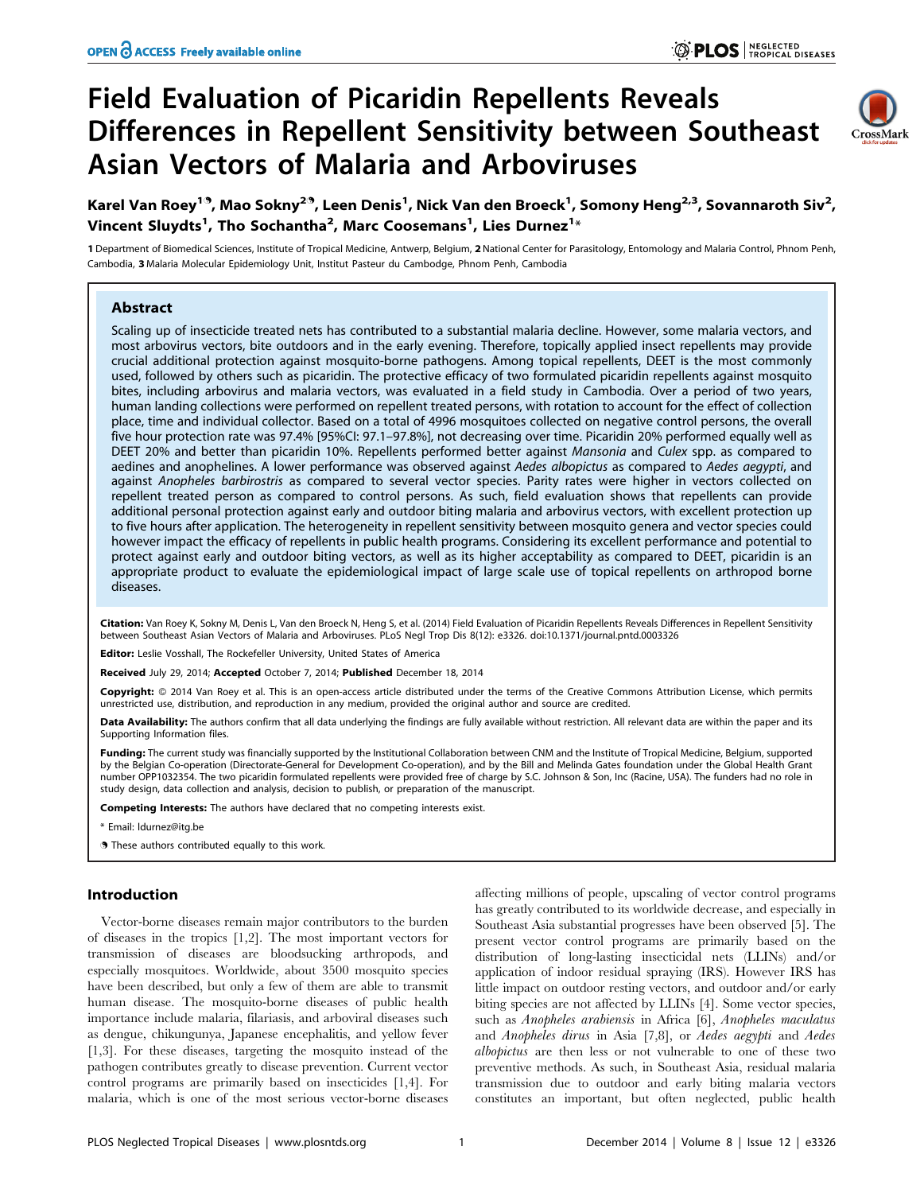# Field Evaluation of Picaridin Repellents Reveals Differences in Repellent Sensitivity between Southeast Asian Vectors of Malaria and Arboviruses

Karel Van Roey[1¶], Mao Sokny[2¶], Leen Denis[1], Nick Van den Broeck[1], Somony Heng[2,3], Sovannaroth Siv[2], Vincent Sluydts[1], Tho Sochantha[2], Marc Coosemans[1], Lies Durnez[1]*

1 Department of Biomedical Sciences, Institute of Tropical Medicine, Antwerp, Belgium, 2 National Center for Parasitology, Entomology and Malaria Control, Phnom Penh, Cambodia, 3 Malaria Molecular Epidemiology Unit, Institut Pasteur du Cambodge, Phnom Penh, Cambodia

## Abstract

Scaling up of insecticide treated nets has contributed to a substantial malaria decline. However, some malaria vectors, and most arbovirus vectors, bite outdoors and in the early evening. Therefore, topically applied insect repellents may provide crucial additional protection against mosquito-borne pathogens. Among topical repellents, DEET is the most commonly used, followed by others such as picaridin. The protective efficacy of two formulated picaridin repellents against mosquito bites, including arbovirus and malaria vectors, was evaluated in a field study in Cambodia. Over a period of two years, human landing collections were performed on repellent treated persons, with rotation to account for the effect of collection place, time and individual collector. Based on a total of 4996 mosquitoes collected on negative control persons, the overall five hour protection rate was 97.4% [95%CI: 97.1–97.8%], not decreasing over time. Picaridin 20% performed equally well as DEET 20% and better than picaridin 10%. Repellents performed better against *Mansonia* and *Culex* spp. as compared to aedines and anophelines. A lower performance was observed against *Aedes albopictus* as compared to *Aedes aegypti*, and against *Anopheles barbirostris* as compared to several vector species. Parity rates were higher in vectors collected on repellent treated person as compared to control persons. As such, field evaluation shows that repellents can provide additional personal protection against early and outdoor biting malaria and arbovirus vectors, with excellent protection up to five hours after application. The heterogeneity in repellent sensitivity between mosquito genera and vector species could however impact the efficacy of repellents in public health programs. Considering its excellent performance and potential to protect against early and outdoor biting vectors, as well as its higher acceptability as compared to DEET, picaridin is an appropriate product to evaluate the epidemiological impact of large scale use of topical repellents on arthropod borne diseases.

**Citation:** Van Roey K, Sokny M, Denis L, Van den Broeck N, Heng S, et al. (2014) Field Evaluation of Picaridin Repellents Reveals Differences in Repellent Sensitivity between Southeast Asian Vectors of Malaria and Arboviruses. PLoS Negl Trop Dis 8(12): e3326. doi:10.1371/journal.pntd.0003326

**Editor:** Leslie Vosshall, The Rockefeller University, United States of America

**Received** July 29, 2014; **Accepted** October 7, 2014; **Published** December 18, 2014

**Copyright:** © 2014 Van Roey et al. This is an open-access article distributed under the terms of the Creative Commons Attribution License, which permits unrestricted use, distribution, and reproduction in any medium, provided the original author and source are credited.

**Data Availability:** The authors confirm that all data underlying the findings are fully available without restriction. All relevant data are within the paper and its Supporting Information files.

**Funding:** The current study was financially supported by the Institutional Collaboration between CNM and the Institute of Tropical Medicine, Belgium, supported by the Belgian Co-operation (Directorate-General for Development Co-operation), and by the Bill and Melinda Gates foundation under the Global Health Grant number OPP1032354. The two picaridin formulated repellents were provided free of charge by S.C. Johnson & Son, Inc (Racine, USA). The funders had no role in study design, data collection and analysis, decision to publish, or preparation of the manuscript.

**Competing Interests:** The authors have declared that no competing interests exist.

\* Email: ldurnez@itg.be

¶ These authors contributed equally to this work.

## Introduction

Vector-borne diseases remain major contributors to the burden of diseases in the tropics [1,2]. The most important vectors for transmission of diseases are bloodsucking arthropods, and especially mosquitoes. Worldwide, about 3500 mosquito species have been described, but only a few of them are able to transmit human disease. The mosquito-borne diseases of public health importance include malaria, filariasis, and arboviral diseases such as dengue, chikungunya, Japanese encephalitis, and yellow fever [1,3]. For these diseases, targeting the mosquito instead of the pathogen contributes greatly to disease prevention. Current vector control programs are primarily based on insecticides [1,4]. For malaria, which is one of the most serious vector-borne diseases affecting millions of people, upscaling of vector control programs has greatly contributed to its worldwide decrease, and especially in Southeast Asia substantial progresses have been observed [5]. The present vector control programs are primarily based on the distribution of long-lasting insecticidal nets (LLINs) and/or application of indoor residual spraying (IRS). However IRS has little impact on outdoor resting vectors, and outdoor and/or early biting species are not affected by LLINs [4]. Some vector species, such as *Anopheles arabiensis* in Africa [6], *Anopheles maculatus* and *Anopheles dirus* in Asia [7,8], or *Aedes aegypti* and *Aedes albopictus* are then less or not vulnerable to one of these two preventive methods. As such, in Southeast Asia, residual malaria transmission due to outdoor and early biting malaria vectors constitutes an important, but often neglected, public health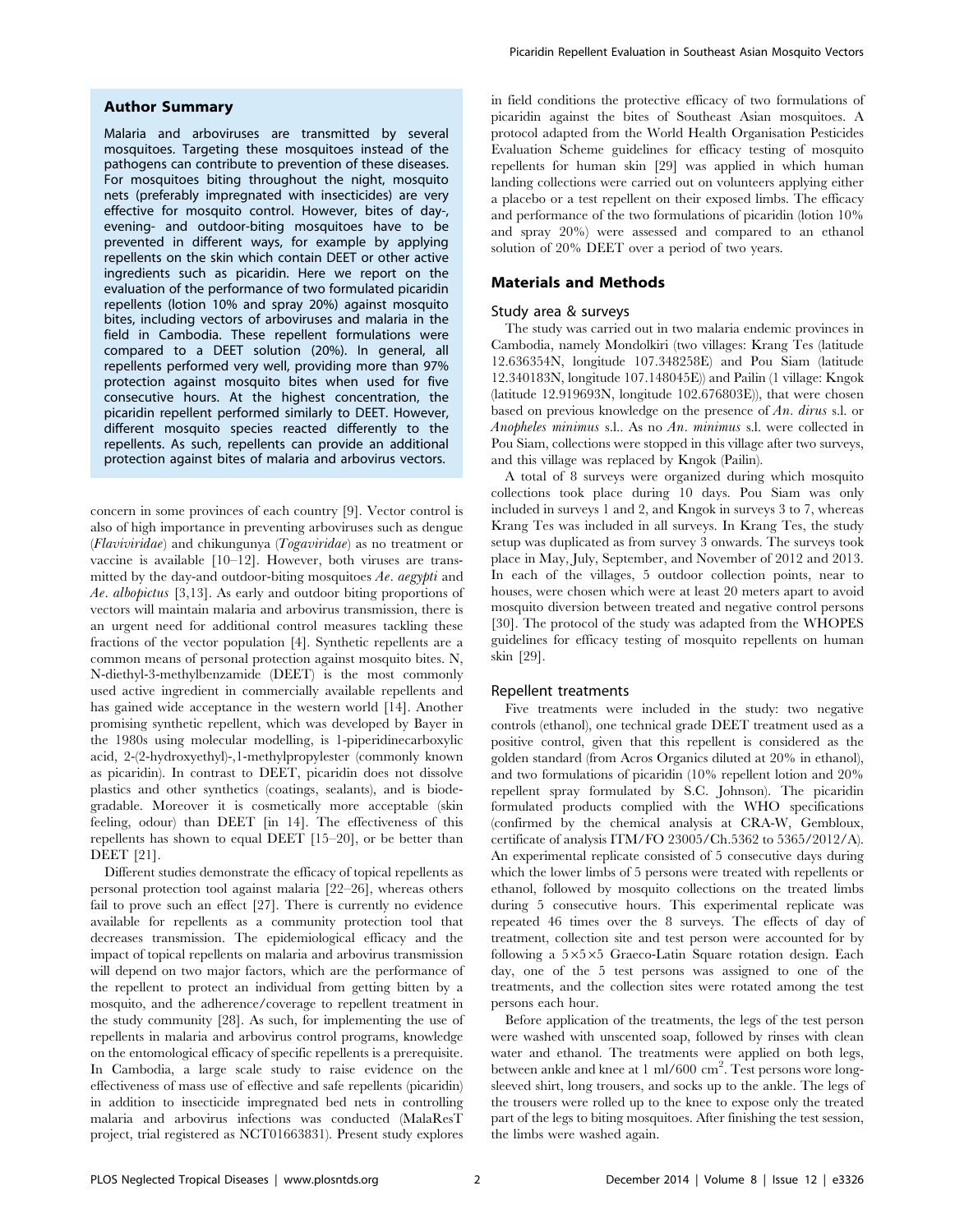## Author Summary

Malaria and arboviruses are transmitted by several mosquitoes. Targeting these mosquitoes instead of the pathogens can contribute to prevention of these diseases. For mosquitoes biting throughout the night, mosquito nets (preferably impregnated with insecticides) are very effective for mosquito control. However, bites of day-, evening- and outdoor-biting mosquitoes have to be prevented in different ways, for example by applying repellents on the skin which contain DEET or other active ingredients such as picaridin. Here we report on the evaluation of the performance of two formulated picaridin repellents (lotion 10% and spray 20%) against mosquito bites, including vectors of arboviruses and malaria in the field in Cambodia. These repellent formulations were compared to a DEET solution (20%). In general, all repellents performed very well, providing more than 97% protection against mosquito bites when used for five consecutive hours. At the highest concentration, the picaridin repellent performed similarly to DEET. However, different mosquito species reacted differently to the repellents. As such, repellents can provide an additional protection against bites of malaria and arbovirus vectors.

concern in some provinces of each country [9]. Vector control is also of high importance in preventing arboviruses such as dengue (*Flaviviridae*) and chikungunya (*Togaviridae*) as no treatment or vaccine is available [10–12]. However, both viruses are transmitted by the day-and outdoor-biting mosquitoes *Ae. aegypti* and *Ae. albopictus* [3,13]. As early and outdoor biting proportions of vectors will maintain malaria and arbovirus transmission, there is an urgent need for additional control measures tackling these fractions of the vector population [4]. Synthetic repellents are a common means of personal protection against mosquito bites. N, N-diethyl-3-methylbenzamide (DEET) is the most commonly used active ingredient in commercially available repellents and has gained wide acceptance in the western world [14]. Another promising synthetic repellent, which was developed by Bayer in the 1980s using molecular modelling, is 1-piperidinecarboxylic acid, 2-(2-hydroxyethyl)-,1-methylpropylester (commonly known as picaridin). In contrast to DEET, picaridin does not dissolve plastics and other synthetics (coatings, sealants), and is biodegradable. Moreover it is cosmetically more acceptable (skin feeling, odour) than DEET [in 14]. The effectiveness of this repellents has shown to equal DEET [15–20], or be better than DEET [21].

Different studies demonstrate the efficacy of topical repellents as personal protection tool against malaria [22–26], whereas others fail to prove such an effect [27]. There is currently no evidence available for repellents as a community protection tool that decreases transmission. The epidemiological efficacy and the impact of topical repellents on malaria and arbovirus transmission will depend on two major factors, which are the performance of the repellent to protect an individual from getting bitten by a mosquito, and the adherence/coverage to repellent treatment in the study community [28]. As such, for implementing the use of repellents in malaria and arbovirus control programs, knowledge on the entomological efficacy of specific repellents is a prerequisite. In Cambodia, a large scale study to raise evidence on the effectiveness of mass use of effective and safe repellents (picaridin) in addition to insecticide impregnated bed nets in controlling malaria and arbovirus infections was conducted (MalaResT project, trial registered as NCT01663831). Present study explores in field conditions the protective efficacy of two formulations of picaridin against the bites of Southeast Asian mosquitoes. A protocol adapted from the World Health Organisation Pesticides Evaluation Scheme guidelines for efficacy testing of mosquito repellents for human skin [29] was applied in which human landing collections were carried out on volunteers applying either a placebo or a test repellent on their exposed limbs. The efficacy and performance of the two formulations of picaridin (lotion 10% and spray 20%) were assessed and compared to an ethanol solution of 20% DEET over a period of two years.

## Materials and Methods

### Study area & surveys

The study was carried out in two malaria endemic provinces in Cambodia, namely Mondolkiri (two villages: Krang Tes (latitude 12.636354N, longitude 107.348258E) and Pou Siam (latitude 12.340183N, longitude 107.148045E)) and Pailin (1 village: Kngok (latitude 12.919693N, longitude 102.676803E)), that were chosen based on previous knowledge on the presence of *An. dirus* s.l. or *Anopheles minimus* s.l.. As no *An. minimus* s.l. were collected in Pou Siam, collections were stopped in this village after two surveys, and this village was replaced by Kngok (Pailin).

A total of 8 surveys were organized during which mosquito collections took place during 10 days. Pou Siam was only included in surveys 1 and 2, and Kngok in surveys 3 to 7, whereas Krang Tes was included in all surveys. In Krang Tes, the study setup was duplicated as from survey 3 onwards. The surveys took place in May, July, September, and November of 2012 and 2013. In each of the villages, 5 outdoor collection points, near to houses, were chosen which were at least 20 meters apart to avoid mosquito diversion between treated and negative control persons [30]. The protocol of the study was adapted from the WHOPES guidelines for efficacy testing of mosquito repellents on human skin [29].

### Repellent treatments

Five treatments were included in the study: two negative controls (ethanol), one technical grade DEET treatment used as a positive control, given that this repellent is considered as the golden standard (from Acros Organics diluted at 20% in ethanol), and two formulations of picaridin (10% repellent lotion and 20% repellent spray formulated by S.C. Johnson). The picaridin formulated products complied with the WHO specifications (confirmed by the chemical analysis at CRA-W, Gembloux, certificate of analysis ITM/FO 23005/Ch.5362 to 5365/2012/A). An experimental replicate consisted of 5 consecutive days during which the lower limbs of 5 persons were treated with repellents or ethanol, followed by mosquito collections on the treated limbs during 5 consecutive hours. This experimental replicate was repeated 46 times over the 8 surveys. The effects of day of treatment, collection site and test person were accounted for by following a 5×5×5 Graeco-Latin Square rotation design. Each day, one of the 5 test persons was assigned to one of the treatments, and the collection sites were rotated among the test persons each hour.

Before application of the treatments, the legs of the test person were washed with unscented soap, followed by rinses with clean water and ethanol. The treatments were applied on both legs, between ankle and knee at 1 ml/600 $cm^2$. Test persons wore long-sleeved shirt, long trousers, and socks up to the ankle. The legs of the trousers were rolled up to the knee to expose only the treated part of the legs to biting mosquitoes. After finishing the test session, the limbs were washed again.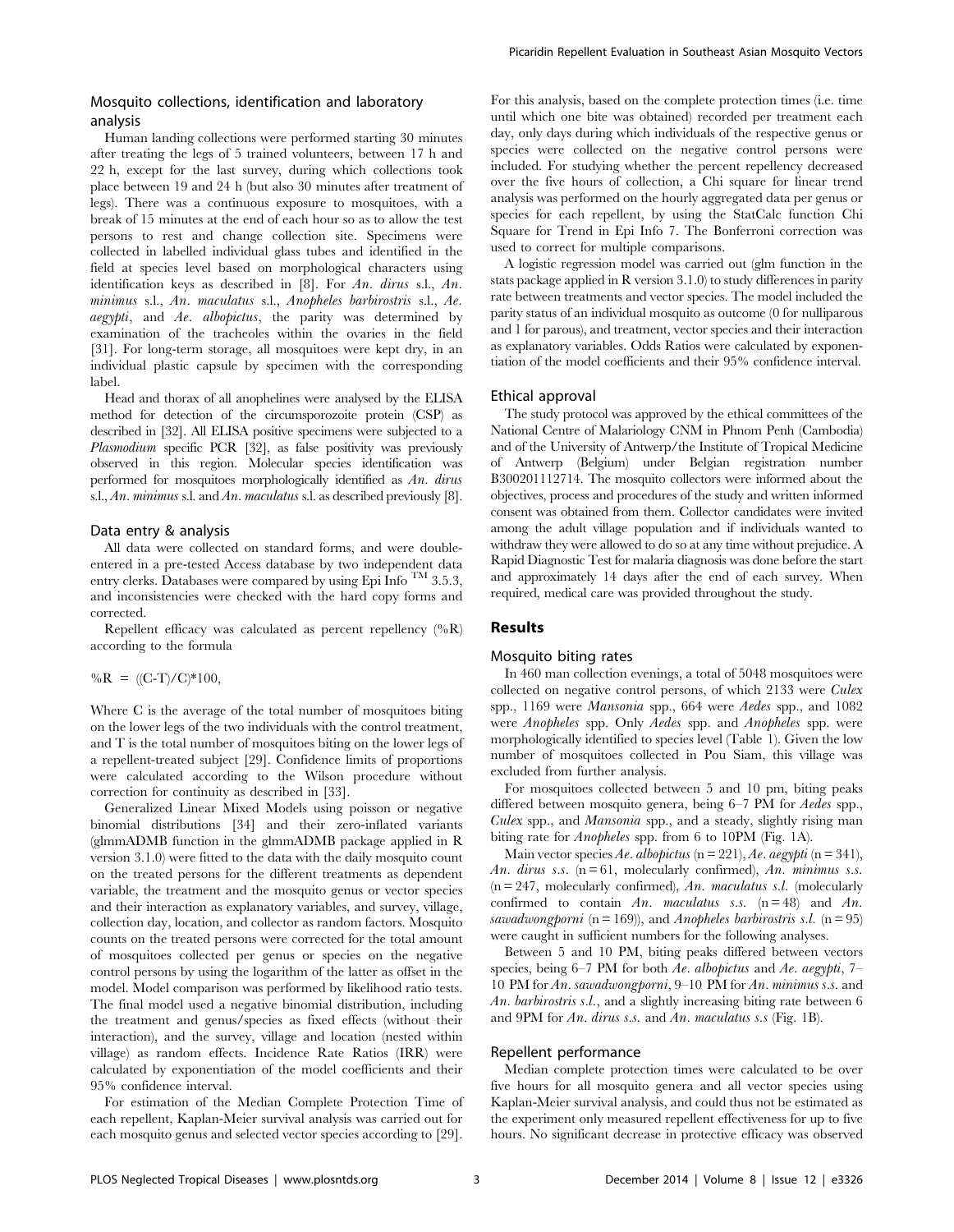### Mosquito collections, identification and laboratory analysis

Human landing collections were performed starting 30 minutes after treating the legs of 5 trained volunteers, between 17 h and 22 h, except for the last survey, during which collections took place between 19 and 24 h (but also 30 minutes after treatment of legs). There was a continuous exposure to mosquitoes, with a break of 15 minutes at the end of each hour so as to allow the test persons to rest and change collection site. Specimens were collected in labelled individual glass tubes and identified in the field at species level based on morphological characters using identification keys as described in [8]. For *An. dirus* s.l., *An. minimus* s.l., *An. maculatus* s.l., *Anopheles barbirostris* s.l., *Ae. aegypti*, and *Ae. albopictus*, the parity was determined by examination of the tracheoles within the ovaries in the field [31]. For long-term storage, all mosquitoes were kept dry, in an individual plastic capsule by specimen with the corresponding label.

Head and thorax of all anophelines were analysed by the ELISA method for detection of the circumsporozoite protein (CSP) as described in [32]. All ELISA positive specimens were subjected to a *Plasmodium* specific PCR [32], as false positivity was previously observed in this region. Molecular species identification was performed for mosquitoes morphologically identified as *An. dirus* s.l., *An. minimus* s.l. and *An. maculatus* s.l. as described previously [8].

### Data entry & analysis

All data were collected on standard forms, and were double-entered in a pre-tested Access database by two independent data entry clerks. Databases were compared by using Epi Info ™ 3.5.3, and inconsistencies were checked with the hard copy forms and corrected.

Repellent efficacy was calculated as percent repellency (%R) according to the formula

$$\%R = ((C-T)/C)*100,$$

Where C is the average of the total number of mosquitoes biting on the lower legs of the two individuals with the control treatment, and T is the total number of mosquitoes biting on the lower legs of a repellent-treated subject [29]. Confidence limits of proportions were calculated according to the Wilson procedure without correction for continuity as described in [33].

Generalized Linear Mixed Models using poisson or negative binomial distributions [34] and their zero-inflated variants (glmmADMB function in the glmmADMB package applied in R version 3.1.0) were fitted to the data with the daily mosquito count on the treated persons for the different treatments as dependent variable, the treatment and the mosquito genus or vector species and their interaction as explanatory variables, and survey, village, collection day, location, and collector as random factors. Mosquito counts on the treated persons were corrected for the total amount of mosquitoes collected per genus or species on the negative control persons by using the logarithm of the latter as offset in the model. Model comparison was performed by likelihood ratio tests. The final model used a negative binomial distribution, including the treatment and genus/species as fixed effects (without their interaction), and the survey, village and location (nested within village) as random effects. Incidence Rate Ratios (IRR) were calculated by exponentiation of the model coefficients and their 95% confidence interval.

For estimation of the Median Complete Protection Time of each repellent, Kaplan-Meier survival analysis was carried out for each mosquito genus and selected vector species according to [29]. For this analysis, based on the complete protection times (i.e. time until which one bite was obtained) recorded per treatment each day, only days during which individuals of the respective genus or species were collected on the negative control persons were included. For studying whether the percent repellency decreased over the five hours of collection, a Chi square for linear trend analysis was performed on the hourly aggregated data per genus or species for each repellent, by using the StatCalc function Chi Square for Trend in Epi Info 7. The Bonferroni correction was used to correct for multiple comparisons.

A logistic regression model was carried out (glm function in the stats package applied in R version 3.1.0) to study differences in parity rate between treatments and vector species. The model included the parity status of an individual mosquito as outcome (0 for nulliparous and 1 for parous), and treatment, vector species and their interaction as explanatory variables. Odds Ratios were calculated by exponentiation of the model coefficients and their 95% confidence interval.

### Ethical approval

The study protocol was approved by the ethical committees of the National Centre of Malariology CNM in Phnom Penh (Cambodia) and of the University of Antwerp/the Institute of Tropical Medicine of Antwerp (Belgium) under Belgian registration number B300201112714. The mosquito collectors were informed about the objectives, process and procedures of the study and written informed consent was obtained from them. Collector candidates were invited among the adult village population and if individuals wanted to withdraw they were allowed to do so at any time without prejudice. A Rapid Diagnostic Test for malaria diagnosis was done before the start and approximately 14 days after the end of each survey. When required, medical care was provided throughout the study.

## Results

### Mosquito biting rates

In 460 man collection evenings, a total of 5048 mosquitoes were collected on negative control persons, of which 2133 were *Culex* spp., 1169 were *Mansonia* spp., 664 were *Aedes* spp., and 1082 were *Anopheles* spp. Only *Aedes* spp. and *Anopheles* spp. were morphologically identified to species level (Table 1). Given the low number of mosquitoes collected in Pou Siam, this village was excluded from further analysis.

For mosquitoes collected between 5 and 10 pm, biting peaks differed between mosquito genera, being 6–7 PM for *Aedes* spp., *Culex* spp., and *Mansonia* spp., and a steady, slightly rising man biting rate for *Anopheles* spp. from 6 to 10PM (Fig. 1A).

Main vector species *Ae. albopictus* (n = 221), *Ae. aegypti* (n = 341), *An. dirus s.s.* (n = 61, molecularly confirmed), *An. minimus s.s.* (n = 247, molecularly confirmed), *An. maculatus s.l.* (molecularly confirmed to contain *An. maculatus s.s.* (n = 48) and *An. sawadwongporni* (n = 169)), and *Anopheles barbirostris s.l.* (n = 95) were caught in sufficient numbers for the following analyses.

Between 5 and 10 PM, biting peaks differed between vectors species, being 6–7 PM for both *Ae. albopictus* and *Ae. aegypti*, 7–10 PM for *An. sawadwongporni*, 9–10 PM for *An. minimus s.s.* and *An. barbirostris s.l.*, and a slightly increasing biting rate between 6 and 9PM for *An. dirus s.s.* and *An. maculatus s.s* (Fig. 1B).

### Repellent performance

Median complete protection times were calculated to be over five hours for all mosquito genera and all vector species using Kaplan-Meier survival analysis, and could thus not be estimated as the experiment only measured repellent effectiveness for up to five hours. No significant decrease in protective efficacy was observed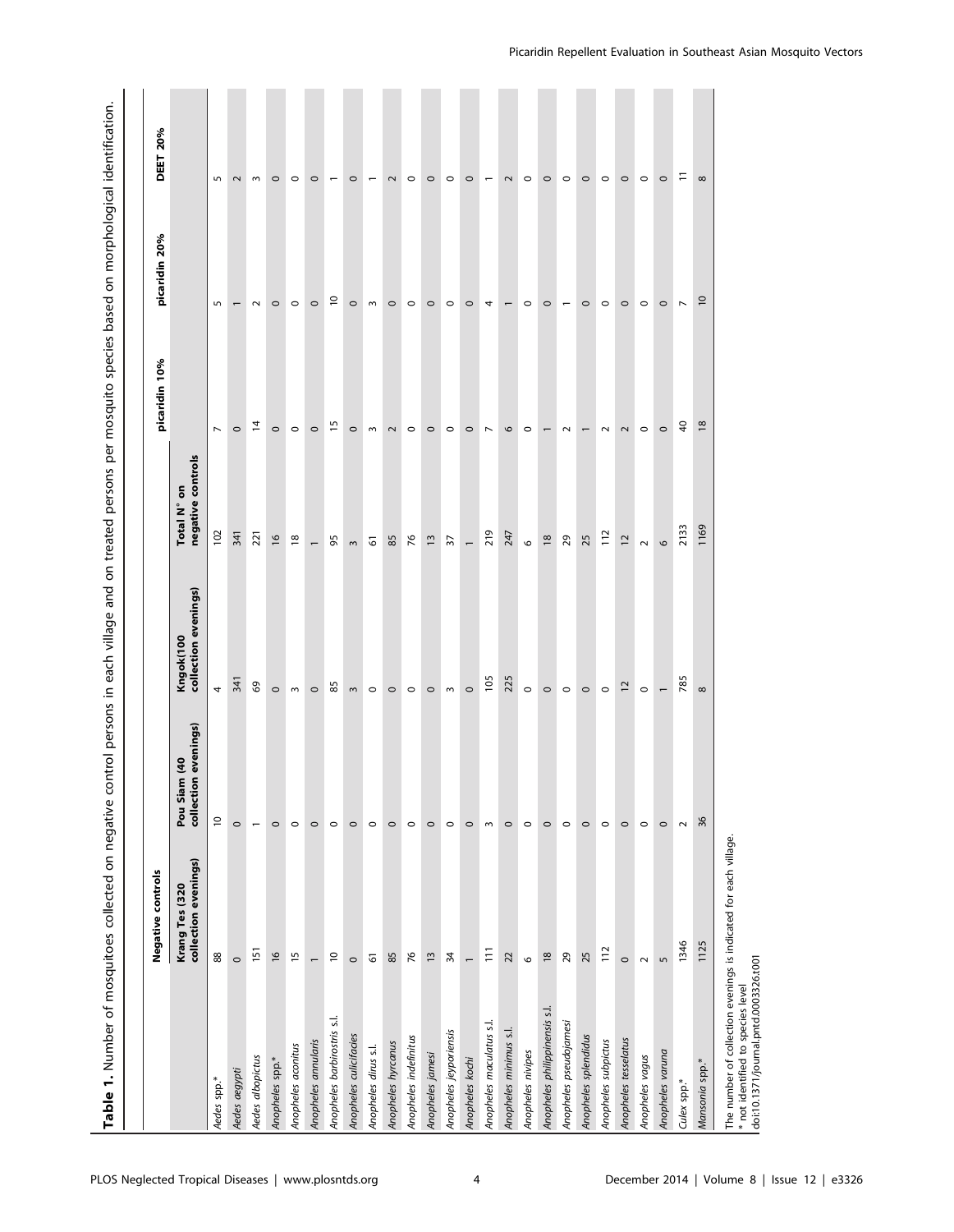**Table 1.** Number of mosquitoes collected on negative control persons in each village and on treated persons per mosquito species based on morphological identification.

| | Negative controls | | | | picaridin 10% | picaridin 20% | DEET 20% |
|---|---|---|---|---|---|---|---|
| | Krang Tes (320 collection evenings) | Pou Siam (40 collection evenings) | Kngok(100 collection evenings) | Total N° on negative controls | | | |
| *Aedes* spp.* | 88 | 10 | 4 | 102 | 7 | 5 | 5 |
| *Aedes aegypti* | 0 | 0 | 341 | 341 | 0 | 1 | 2 |
| *Aedes albopictus* | 151 | 1 | 69 | 221 | 14 | 2 | 3 |
| *Anopheles* spp.* | 16 | 0 | 0 | 16 | 0 | 0 | 0 |
| *Anopheles aconitus* | 15 | 0 | 3 | 18 | 0 | 0 | 0 |
| *Anopheles annularis* | 1 | 0 | 0 | 1 | 0 | 0 | 0 |
| *Anopheles barbirostris* s.l. | 10 | 0 | 85 | 95 | 15 | 10 | 1 |
| *Anopheles culicifacies* | 0 | 0 | 3 | 3 | 0 | 0 | 0 |
| *Anopheles dirus* s.l. | 61 | 0 | 0 | 61 | 3 | 3 | 1 |
| *Anopheles hyrcanus* | 85 | 0 | 0 | 85 | 2 | 0 | 2 |
| *Anopheles indefinitus* | 76 | 0 | 0 | 76 | 0 | 0 | 0 |
| *Anopheles jamesi* | 13 | 0 | 0 | 13 | 0 | 0 | 0 |
| *Anopheles jeyporiensis* | 34 | 0 | 3 | 37 | 0 | 0 | 0 |
| *Anopheles kochi* | 1 | 0 | 0 | 1 | 0 | 0 | 0 |
| *Anopheles maculatus* s.l. | 111 | 3 | 105 | 219 | 7 | 4 | 1 |
| *Anopheles minimus* s.l. | 22 | 0 | 225 | 247 | 6 | 1 | 2 |
| *Anopheles nivipes* | 6 | 0 | 0 | 6 | 0 | 0 | 0 |
| *Anopheles philippinensis* s.l. | 18 | 0 | 0 | 18 | 1 | 0 | 0 |
| *Anopheles pseudojamesi* | 29 | 0 | 0 | 29 | 2 | 1 | 0 |
| *Anopheles splendidus* | 25 | 0 | 0 | 25 | 1 | 0 | 0 |
| *Anopheles subpictus* | 112 | 0 | 0 | 112 | 2 | 0 | 0 |
| *Anopheles tesselatus* | 0 | 0 | 12 | 12 | 2 | 0 | 0 |
| *Anopheles vagus* | 2 | 0 | 0 | 2 | 0 | 0 | 0 |
| *Anopheles varuna* | 5 | 0 | 1 | 6 | 0 | 0 | 0 |
| *Culex* spp.* | 1346 | 2 | 785 | 2133 | 40 | 7 | 11 |
| *Mansonia* spp.* | 1125 | 36 | 8 | 1169 | 18 | 10 | 8 |

The number of collection evenings is indicated for each village.
\* not identified to species level
doi:10.1371/journal.pntd.0003326.t001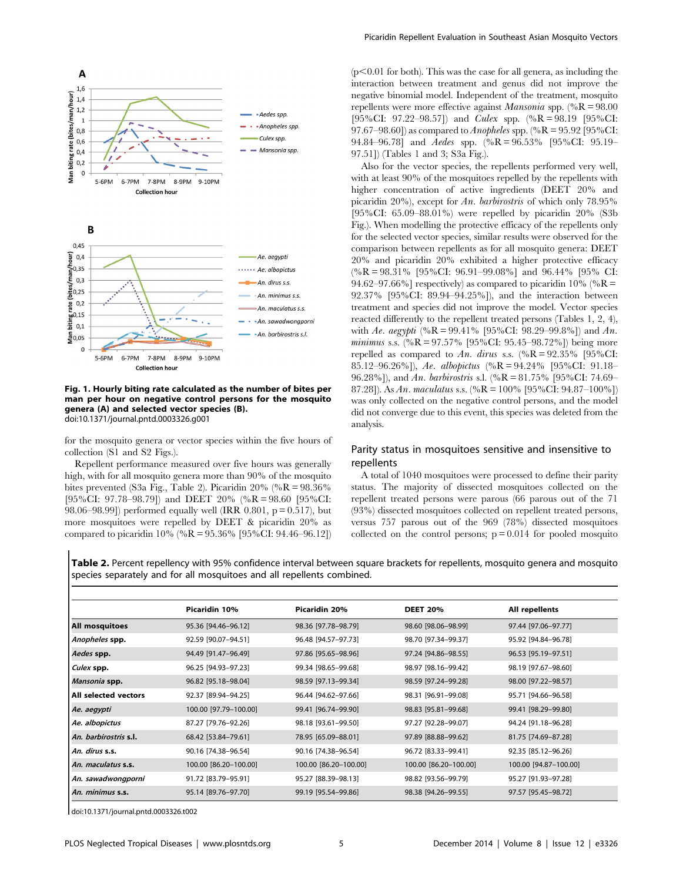**Fig. 1. Hourly biting rate calculated as the number of bites per man per hour on negative control persons for the mosquito genera (A) and selected vector species (B).**
doi:10.1371/journal.pntd.0003326.g001

for the mosquito genera or vector species within the five hours of collection (S1 and S2 Figs.).

Repellent performance measured over five hours was generally high, with for all mosquito genera more than 90% of the mosquito bites prevented (S3a Fig., Table 2). Picaridin 20% (%R = 98.36% [95%CI: 97.78–98.79]) and DEET 20% (%R = 98.60 [95%CI: 98.06–98.99]) performed equally well (IRR 0.801, p = 0.517), but more mosquitoes were repelled by DEET & picaridin 20% as compared to picaridin 10% (%R = 95.36% [95%CI: 94.46–96.12]) ($p<0.01$ for both). This was the case for all genera, as including the interaction between treatment and genus did not improve the negative binomial model. Independent of the treatment, mosquito repellents were more effective against *Mansonia* spp. (%R = 98.00 [95%CI: 97.22–98.57]) and *Culex* spp. (%R = 98.19 [95%CI: 97.67–98.60]) as compared to *Anopheles* spp. (%R = 95.92 [95%CI: 94.84–96.78] and *Aedes* spp. (%R = 96.53% [95%CI: 95.19–97.51]) (Tables 1 and 3; S3a Fig.).

Also for the vector species, the repellents performed very well, with at least 90% of the mosquitoes repelled by the repellents with higher concentration of active ingredients (DEET 20% and picaridin 20%), except for *An. barbirostris* of which only 78.95% [95%CI: 65.09–88.01%) were repelled by picaridin 20% (S3b Fig.). When modelling the protective efficacy of the repellents only for the selected vector species, similar results were observed for the comparison between repellents as for all mosquito genera: DEET 20% and picaridin 20% exhibited a higher protective efficacy (%R = 98.31% [95%CI: 96.91–99.08%] and 96.44% [95% CI: 94.62–97.66%] respectively) as compared to picaridin 10% (%R = 92.37% [95%CI: 89.94–94.25%]), and the interaction between treatment and species did not improve the model. Vector species reacted differently to the repellent treated persons (Tables 1, 2, 4), with *Ae. aegypti* (%R = 99.41% [95%CI: 98.29–99.8%]) and *An. minimus* s.s. (%R = 97.57% [95%CI: 95.45–98.72%]) being more repelled as compared to *An. dirus* s.s. (%R = 92.35% [95%CI: 85.12–96.26%]), *Ae. albopictus* (%R = 94.24% [95%CI: 91.18–96.28%]), and *An. barbirostris* s.l. (%R = 81.75% [95%CI: 74.69–87.28]). As *An. maculatus* s.s. (%R = 100% [95%CI: 94.87–100%]) was only collected on the negative control persons, and the model did not converge due to this event, this species was deleted from the analysis.

## Parity status in mosquitoes sensitive and insensitive to repellents

A total of 1040 mosquitoes were processed to define their parity status. The majority of dissected mosquitoes collected on the repellent treated persons were parous (66 parous out of the 71 (93%) dissected mosquitoes collected on repellent treated persons, versus 757 parous out of the 969 (78%) dissected mosquitoes collected on the control persons; p = 0.014 for pooled mosquito

**Table 2.** Percent repellency with 95% confidence interval between square brackets for repellents, mosquito genera and mosquito species separately and for all mosquitoes and all repellents combined.

| | Picaridin 10% | Picaridin 20% | DEET 20% | All repellents |
|---|---|---|---|---|
| **All mosquitoes** | 95.36 [94.46–96.12] | 98.36 [97.78–98.79] | 98.60 [98.06–98.99] | 97.44 [97.06–97.77] |
| ***Anopheles* spp.** | 92.59 [90.07–94.51] | 96.48 [94.57–97.73] | 98.70 [97.34–99.37] | 95.92 [94.84–96.78] |
| ***Aedes* spp.** | 94.49 [91.47–96.49] | 97.86 [95.65–98.96] | 97.24 [94.86–98.55] | 96.53 [95.19–97.51] |
| ***Culex* spp.** | 96.25 [94.93–97.23] | 99.34 [98.65–99.68] | 98.97 [98.16–99.42] | 98.19 [97.67–98.60] |
| ***Mansonia* spp.** | 96.82 [95.18–98.04] | 98.59 [97.13–99.34] | 98.59 [97.24–99.28] | 98.00 [97.22–98.57] |
| **All selected vectors** | 92.37 [89.94–94.25] | 96.44 [94.62–97.66] | 98.31 [96.91–99.08] | 95.71 [94.66–96.58] |
| ***Ae. aegypti*** | 100.00 [97.79–100.00] | 99.41 [96.74–99.90] | 98.83 [95.81–99.68] | 99.41 [98.29–99.80] |
| ***Ae. albopictus*** | 87.27 [79.76–92.26] | 98.18 [93.61–99.50] | 97.27 [92.28–99.07] | 94.24 [91.18–96.28] |
| ***An. barbirostris* s.l.** | 68.42 [53.84–79.61] | 78.95 [65.09–88.01] | 97.89 [88.88–99.62] | 81.75 [74.69–87.28] |
| ***An. dirus* s.s.** | 90.16 [74.38–96.54] | 90.16 [74.38–96.54] | 96.72 [83.33–99.41] | 92.35 [85.12–96.26] |
| ***An. maculatus* s.s.** | 100.00 [86.20–100.00] | 100.00 [86.20–100.00] | 100.00 [86.20–100.00] | 100.00 [94.87–100.00] |
| ***An. sawadwongporni*** | 91.72 [83.79–95.91] | 95.27 [88.39–98.13] | 98.82 [93.56–99.79] | 95.27 [91.93–97.28] |
| ***An. minimus* s.s.** | 95.14 [89.76–97.70] | 99.19 [95.54–99.86] | 98.38 [94.26–99.55] | 97.57 [95.45–98.72] |

doi:10.1371/journal.pntd.0003326.t002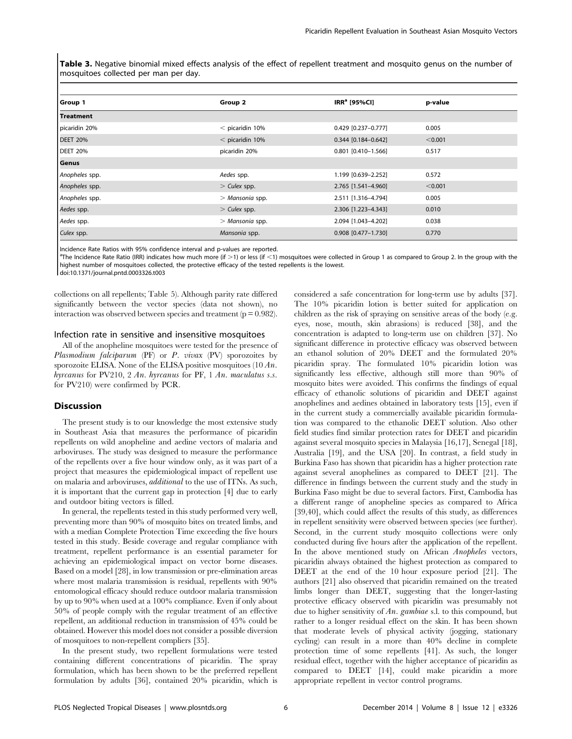**Table 3.** Negative binomial mixed effects analysis of the effect of repellent treatment and mosquito genus on the number of mosquitoes collected per man per day.

| Group 1 | Group 2 | IRR[a] [95%CI] | p-value |
| --- | --- | --- | --- |
| **Treatment** | | | |
| picaridin 20% | < picaridin 10% | 0.429 [0.237–0.777] | 0.005 |
| DEET 20% | < picaridin 10% | 0.344 [0.184–0.642] | <0.001 |
| DEET 20% | picaridin 20% | 0.801 [0.410–1.566] | 0.517 |
| **Genus** | | | |
| *Anopheles* spp. | *Aedes* spp. | 1.199 [0.639–2.252] | 0.572 |
| *Anopheles* spp. | > *Culex* spp. | 2.765 [1.541–4.960] | <0.001 |
| *Anopheles* spp. | > *Mansonia* spp. | 2.511 [1.316–4.794] | 0.005 |
| *Aedes* spp. | > *Culex* spp. | 2.306 [1.223–4.343] | 0.010 |
| *Aedes* spp. | > *Mansonia* spp. | 2.094 [1.043–4.202] | 0.038 |
| *Culex* spp. | *Mansonia* spp. | 0.908 [0.477–1.730] | 0.770 |

Incidence Rate Ratios with 95% confidence interval and p-values are reported.

[a]The Incidence Rate Ratio (IRR) indicates how much more (if >1) or less (if <1) mosquitoes were collected in Group 1 as compared to Group 2. In the group with the highest number of mosquitoes collected, the protective efficacy of the tested repellents is the lowest.

doi:10.1371/journal.pntd.0003326.t003

collections on all repellents; Table 5). Although parity rate differed significantly between the vector species (data not shown), no interaction was observed between species and treatment ($p = 0.982$).

### Infection rate in sensitive and insensitive mosquitoes

All of the anopheline mosquitoes were tested for the presence of *Plasmodium falciparum* (PF) or *P. vivax* (PV) sporozoites by sporozoite ELISA. None of the ELISA positive mosquitoes (10 *An. hyrcanus* for PV210, 2 *An. hyrcanus* for PF, 1 *An. maculatus s.s.* for PV210) were confirmed by PCR.

## Discussion

The present study is to our knowledge the most extensive study in Southeast Asia that measures the performance of picaridin repellents on wild anopheline and aedine vectors of malaria and arboviruses. The study was designed to measure the performance of the repellents over a five hour window only, as it was part of a project that measures the epidemiological impact of repellent use on malaria and arboviruses, *additional* to the use of ITNs. As such, it is important that the current gap in protection [4] due to early and outdoor biting vectors is filled.

In general, the repellents tested in this study performed very well, preventing more than 90% of mosquito bites on treated limbs, and with a median Complete Protection Time exceeding the five hours tested in this study. Beside coverage and regular compliance with treatment, repellent performance is an essential parameter for achieving an epidemiological impact on vector borne diseases. Based on a model [28], in low transmission or pre-elimination areas where most malaria transmission is residual, repellents with 90% entomological efficacy should reduce outdoor malaria transmission by up to 90% when used at a 100% compliance. Even if only about 50% of people comply with the regular treatment of an effective repellent, an additional reduction in transmission of 45% could be obtained. However this model does not consider a possible diversion of mosquitoes to non-repellent compliers [35].

In the present study, two repellent formulations were tested containing different concentrations of picaridin. The spray formulation, which has been shown to be the preferred repellent formulation by adults [36], contained 20% picaridin, which is considered a safe concentration for long-term use by adults [37]. The 10% picaridin lotion is better suited for application on children as the risk of spraying on sensitive areas of the body (e.g. eyes, nose, mouth, skin abrasions) is reduced [38], and the concentration is adapted to long-term use on children [37]. No significant difference in protective efficacy was observed between an ethanol solution of 20% DEET and the formulated 20% picaridin spray. The formulated 10% picaridin lotion was significantly less effective, although still more than 90% of mosquito bites were avoided. This confirms the findings of equal efficacy of ethanolic solutions of picaridin and DEET against anophelines and aedines obtained in laboratory tests [15], even if in the current study a commercially available picaridin formulation was compared to the ethanolic DEET solution. Also other field studies find similar protection rates for DEET and picaridin against several mosquito species in Malaysia [16,17], Senegal [18], Australia [19], and the USA [20]. In contrast, a field study in Burkina Faso has shown that picaridin has a higher protection rate against several anophelines as compared to DEET [21]. The difference in findings between the current study and the study in Burkina Faso might be due to several factors. First, Cambodia has a different range of anopheline species as compared to Africa [39,40], which could affect the results of this study, as differences in repellent sensitivity were observed between species (see further). Second, in the current study mosquito collections were only conducted during five hours after the application of the repellent. In the above mentioned study on African *Anopheles* vectors, picaridin always obtained the highest protection as compared to DEET at the end of the 10 hour exposure period [21]. The authors [21] also observed that picaridin remained on the treated limbs longer than DEET, suggesting that the longer-lasting protective efficacy observed with picaridin was presumably not due to higher sensitivity of *An. gambiae* s.l. to this compound, but rather to a longer residual effect on the skin. It has been shown that moderate levels of physical activity (jogging, stationary cycling) can result in a more than 40% decline in complete protection time of some repellents [41]. As such, the longer residual effect, together with the higher acceptance of picaridin as compared to DEET [14], could make picaridin a more appropriate repellent in vector control programs.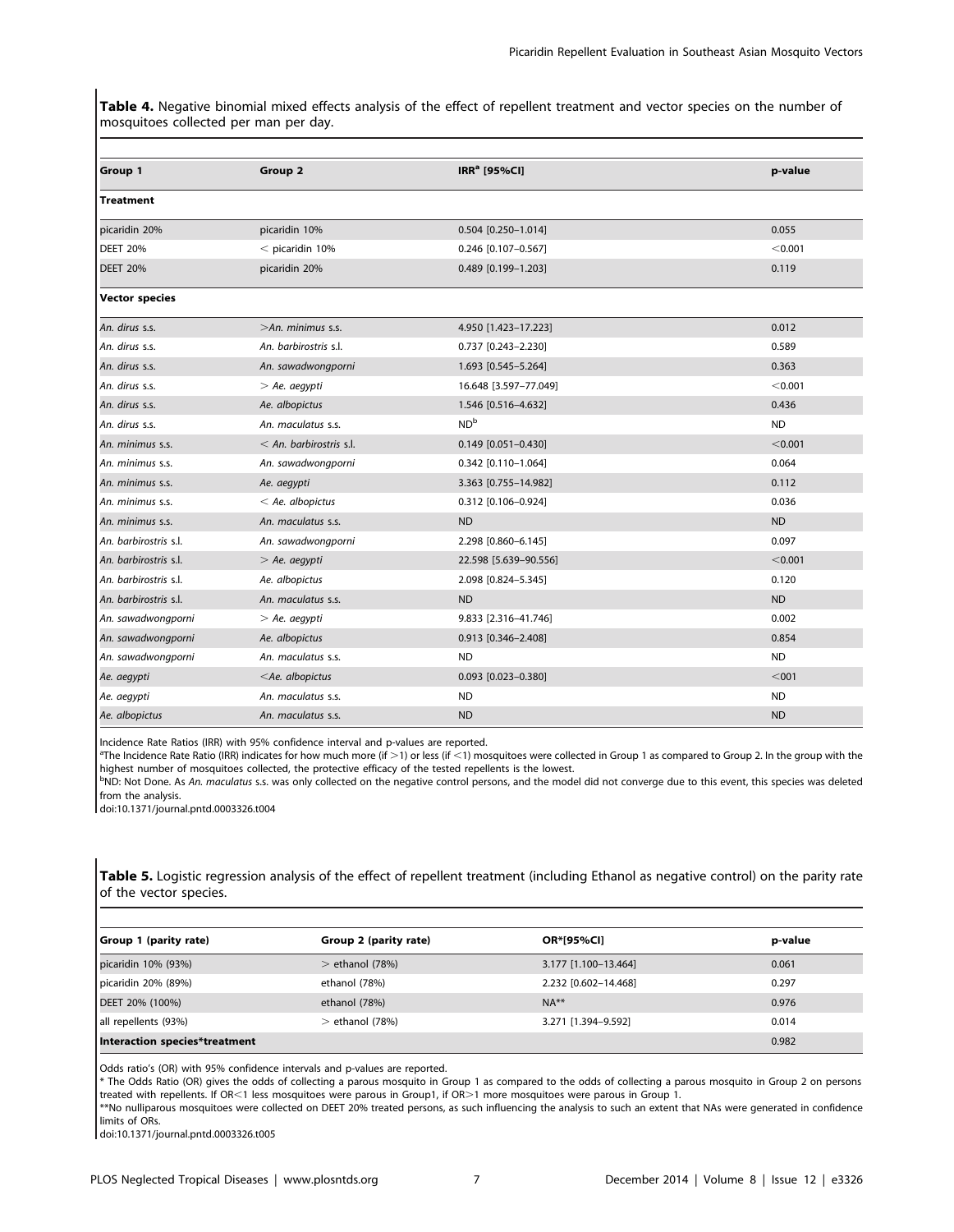**Table 4.** Negative binomial mixed effects analysis of the effect of repellent treatment and vector species on the number of mosquitoes collected per man per day.

| Group 1 | Group 2 | IRR[a] [95%CI] | p-value |
|---|---|---|---|
| **Treatment** | | | |
| picaridin 20% | picaridin 10% | 0.504 [0.250–1.014] | 0.055 |
| DEET 20% | < picaridin 10% | 0.246 [0.107–0.567] | <0.001 |
| DEET 20% | picaridin 20% | 0.489 [0.199–1.203] | 0.119 |
| **Vector species** | | | |
| *An. dirus* s.s. | >*An. minimus* s.s. | 4.950 [1.423–17.223] | 0.012 |
| *An. dirus* s.s. | *An. barbirostris* s.l. | 0.737 [0.243–2.230] | 0.589 |
| *An. dirus* s.s. | *An. sawadwongporni* | 1.693 [0.545–5.264] | 0.363 |
| *An. dirus* s.s. | > *Ae. aegypti* | 16.648 [3.597–77.049] | <0.001 |
| *An. dirus* s.s. | *Ae. albopictus* | 1.546 [0.516–4.632] | 0.436 |
| *An. dirus* s.s. | *An. maculatus* s.s. | ND[b] | ND |
| *An. minimus* s.s. | < *An. barbirostris* s.l. | 0.149 [0.051–0.430] | <0.001 |
| *An. minimus* s.s. | *An. sawadwongporni* | 0.342 [0.110–1.064] | 0.064 |
| *An. minimus* s.s. | *Ae. aegypti* | 3.363 [0.755–14.982] | 0.112 |
| *An. minimus* s.s. | < *Ae. albopictus* | 0.312 [0.106–0.924] | 0.036 |
| *An. minimus* s.s. | *An. maculatus* s.s. | ND | ND |
| *An. barbirostris* s.l. | *An. sawadwongporni* | 2.298 [0.860–6.145] | 0.097 |
| *An. barbirostris* s.l. | > *Ae. aegypti* | 22.598 [5.639–90.556] | <0.001 |
| *An. barbirostris* s.l. | *Ae. albopictus* | 2.098 [0.824–5.345] | 0.120 |
| *An. barbirostris* s.l. | *An. maculatus* s.s. | ND | ND |
| *An. sawadwongporni* | > *Ae. aegypti* | 9.833 [2.316–41.746] | 0.002 |
| *An. sawadwongporni* | *Ae. albopictus* | 0.913 [0.346–2.408] | 0.854 |
| *An. sawadwongporni* | *An. maculatus* s.s. | ND | ND |
| *Ae. aegypti* | <*Ae. albopictus* | 0.093 [0.023–0.380] | <001 |
| *Ae. aegypti* | *An. maculatus* s.s. | ND | ND |
| *Ae. albopictus* | *An. maculatus* s.s. | ND | ND |

Incidence Rate Ratios (IRR) with 95% confidence interval and p-values are reported.

[a]The Incidence Rate Ratio (IRR) indicates for how much more (if >1) or less (if <1) mosquitoes were collected in Group 1 as compared to Group 2. In the group with the highest number of mosquitoes collected, the protective efficacy of the tested repellents is the lowest.

[b]ND: Not Done. As *An. maculatus* s.s. was only collected on the negative control persons, and the model did not converge due to this event, this species was deleted from the analysis.

doi:10.1371/journal.pntd.0003326.t004

**Table 5.** Logistic regression analysis of the effect of repellent treatment (including Ethanol as negative control) on the parity rate of the vector species.

| Group 1 (parity rate) | Group 2 (parity rate) | OR*[95%CI] | p-value |
|---|---|---|---|
| picaridin 10% (93%) | > ethanol (78%) | 3.177 [1.100–13.464] | 0.061 |
| picaridin 20% (89%) | ethanol (78%) | 2.232 [0.602–14.468] | 0.297 |
| DEET 20% (100%) | ethanol (78%) | NA** | 0.976 |
| all repellents (93%) | > ethanol (78%) | 3.271 [1.394–9.592] | 0.014 |
| **Interaction species*treatment** | | | 0.982 |

Odds ratio's (OR) with 95% confidence intervals and p-values are reported.

* The Odds Ratio (OR) gives the odds of collecting a parous mosquito in Group 1 as compared to the odds of collecting a parous mosquito in Group 2 on persons treated with repellents. If OR<1 less mosquitoes were parous in Group1, if OR>1 more mosquitoes were parous in Group 1.

**No nulliparous mosquitoes were collected on DEET 20% treated persons, as such influencing the analysis to such an extent that NAs were generated in confidence limits of ORs.

doi:10.1371/journal.pntd.0003326.t005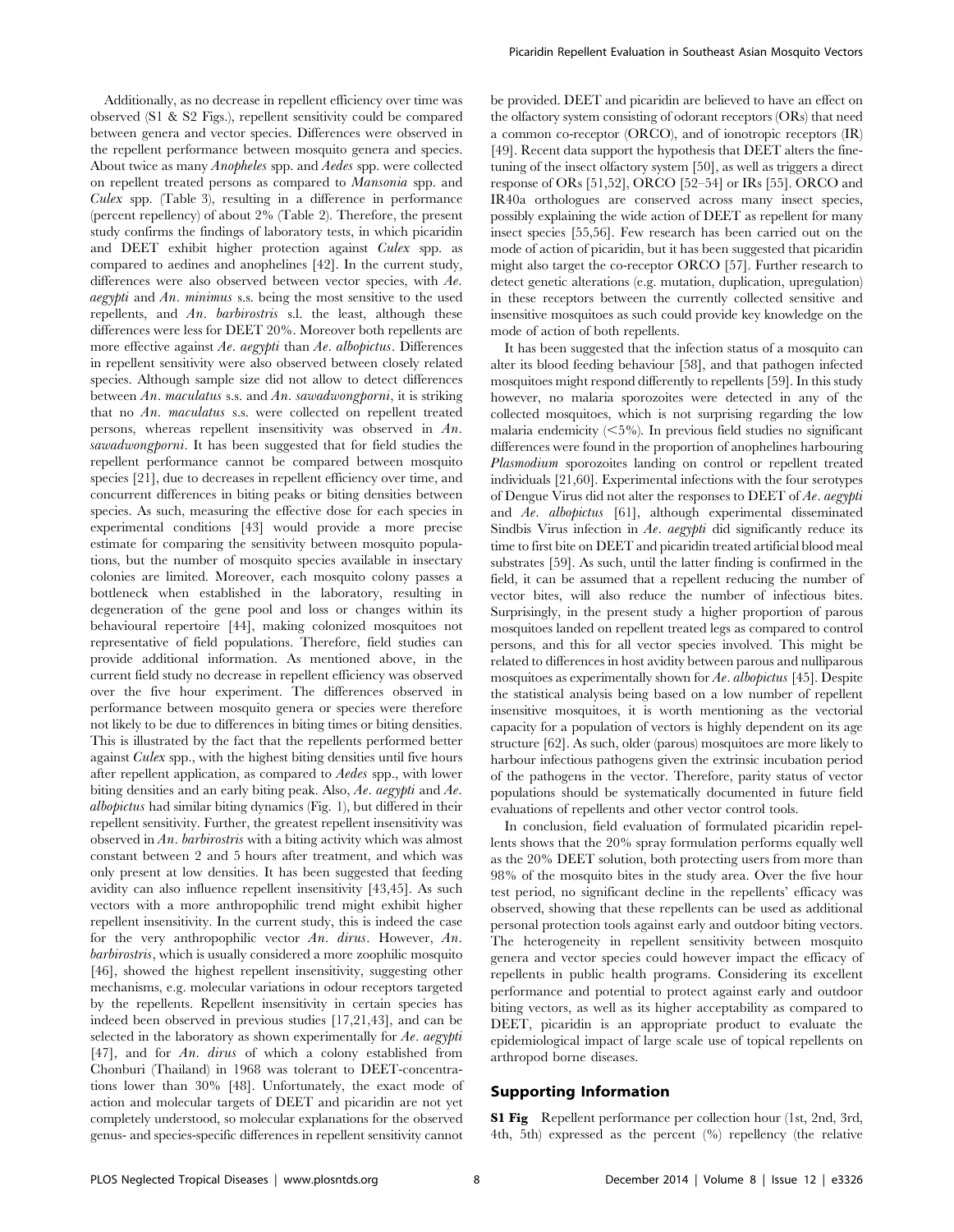Additionally, as no decrease in repellent efficiency over time was observed (S1 & S2 Figs.), repellent sensitivity could be compared between genera and vector species. Differences were observed in the repellent performance between mosquito genera and species. About twice as many *Anopheles* spp. and *Aedes* spp. were collected on repellent treated persons as compared to *Mansonia* spp. and *Culex* spp. (Table 3), resulting in a difference in performance (percent repellency) of about 2% (Table 2). Therefore, the present study confirms the findings of laboratory tests, in which picaridin and DEET exhibit higher protection against *Culex* spp. as compared to aedines and anophelines [42]. In the current study, differences were also observed between vector species, with *Ae. aegypti* and *An. minimus* s.s. being the most sensitive to the used repellents, and *An. barbirostris* s.l. the least, although these differences were less for DEET 20%. Moreover both repellents are more effective against *Ae. aegypti* than *Ae. albopictus*. Differences in repellent sensitivity were also observed between closely related species. Although sample size did not allow to detect differences between *An. maculatus* s.s. and *An. sawadwongporni*, it is striking that no *An. maculatus* s.s. were collected on repellent treated persons, whereas repellent insensitivity was observed in *An. sawadwongporni*. It has been suggested that for field studies the repellent performance cannot be compared between mosquito species [21], due to decreases in repellent efficiency over time, and concurrent differences in biting peaks or biting densities between species. As such, measuring the effective dose for each species in experimental conditions [43] would provide a more precise estimate for comparing the sensitivity between mosquito populations, but the number of mosquito species available in insectary colonies are limited. Moreover, each mosquito colony passes a bottleneck when established in the laboratory, resulting in degeneration of the gene pool and loss or changes within its behavioural repertoire [44], making colonized mosquitoes not representative of field populations. Therefore, field studies can provide additional information. As mentioned above, in the current field study no decrease in repellent efficiency was observed over the five hour experiment. The differences observed in performance between mosquito genera or species were therefore not likely to be due to differences in biting times or biting densities. This is illustrated by the fact that the repellents performed better against *Culex* spp., with the highest biting densities until five hours after repellent application, as compared to *Aedes* spp., with lower biting densities and an early biting peak. Also, *Ae. aegypti* and *Ae. albopictus* had similar biting dynamics (Fig. 1), but differed in their repellent sensitivity. Further, the greatest repellent insensitivity was observed in *An. barbirostris* with a biting activity which was almost constant between 2 and 5 hours after treatment, and which was only present at low densities. It has been suggested that feeding avidity can also influence repellent insensitivity [43,45]. As such vectors with a more anthropophilic trend might exhibit higher repellent insensitivity. In the current study, this is indeed the case for the very anthropophilic vector *An. dirus*. However, *An. barbirostris*, which is usually considered a more zoophilic mosquito [46], showed the highest repellent insensitivity, suggesting other mechanisms, e.g. molecular variations in odour receptors targeted by the repellents. Repellent insensitivity in certain species has indeed been observed in previous studies [17,21,43], and can be selected in the laboratory as shown experimentally for *Ae. aegypti* [47], and for *An. dirus* of which a colony established from Chonburi (Thailand) in 1968 was tolerant to DEET-concentrations lower than 30% [48]. Unfortunately, the exact mode of action and molecular targets of DEET and picaridin are not yet completely understood, so molecular explanations for the observed genus- and species-specific differences in repellent sensitivity cannot be provided. DEET and picaridin are believed to have an effect on the olfactory system consisting of odorant receptors (ORs) that need a common co-receptor (ORCO), and of ionotropic receptors (IR) [49]. Recent data support the hypothesis that DEET alters the fine-tuning of the insect olfactory system [50], as well as triggers a direct response of ORs [51,52], ORCO [52–54] or IRs [55]. ORCO and IR40a orthologues are conserved across many insect species, possibly explaining the wide action of DEET as repellent for many insect species [55,56]. Few research has been carried out on the mode of action of picaridin, but it has been suggested that picaridin might also target the co-receptor ORCO [57]. Further research to detect genetic alterations (e.g. mutation, duplication, upregulation) in these receptors between the currently collected sensitive and insensitive mosquitoes as such could provide key knowledge on the mode of action of both repellents.

It has been suggested that the infection status of a mosquito can alter its blood feeding behaviour [58], and that pathogen infected mosquitoes might respond differently to repellents [59]. In this study however, no malaria sporozoites were detected in any of the collected mosquitoes, which is not surprising regarding the low malaria endemicity (<5%). In previous field studies no significant differences were found in the proportion of anophelines harbouring *Plasmodium* sporozoites landing on control or repellent treated individuals [21,60]. Experimental infections with the four serotypes of Dengue Virus did not alter the responses to DEET of *Ae. aegypti* and *Ae. albopictus* [61], although experimental disseminated Sindbis Virus infection in *Ae. aegypti* did significantly reduce its time to first bite on DEET and picaridin treated artificial blood meal substrates [59]. As such, until the latter finding is confirmed in the field, it can be assumed that a repellent reducing the number of vector bites, will also reduce the number of infectious bites. Surprisingly, in the present study a higher proportion of parous mosquitoes landed on repellent treated legs as compared to control persons, and this for all vector species involved. This might be related to differences in host avidity between parous and nulliparous mosquitoes as experimentally shown for *Ae. albopictus* [45]. Despite the statistical analysis being based on a low number of repellent insensitive mosquitoes, it is worth mentioning as the vectorial capacity for a population of vectors is highly dependent on its age structure [62]. As such, older (parous) mosquitoes are more likely to harbour infectious pathogens given the extrinsic incubation period of the pathogens in the vector. Therefore, parity status of vector populations should be systematically documented in future field evaluations of repellents and other vector control tools.

In conclusion, field evaluation of formulated picaridin repellents shows that the 20% spray formulation performs equally well as the 20% DEET solution, both protecting users from more than 98% of the mosquito bites in the study area. Over the five hour test period, no significant decline in the repellents' efficacy was observed, showing that these repellents can be used as additional personal protection tools against early and outdoor biting vectors. The heterogeneity in repellent sensitivity between mosquito genera and vector species could however impact the efficacy of repellents in public health programs. Considering its excellent performance and potential to protect against early and outdoor biting vectors, as well as its higher acceptability as compared to DEET, picaridin is an appropriate product to evaluate the epidemiological impact of large scale use of topical repellents on arthropod borne diseases.

## Supporting Information

**S1 Fig** Repellent performance per collection hour (1st, 2nd, 3rd, 4th, 5th) expressed as the percent (%) repellency (the relative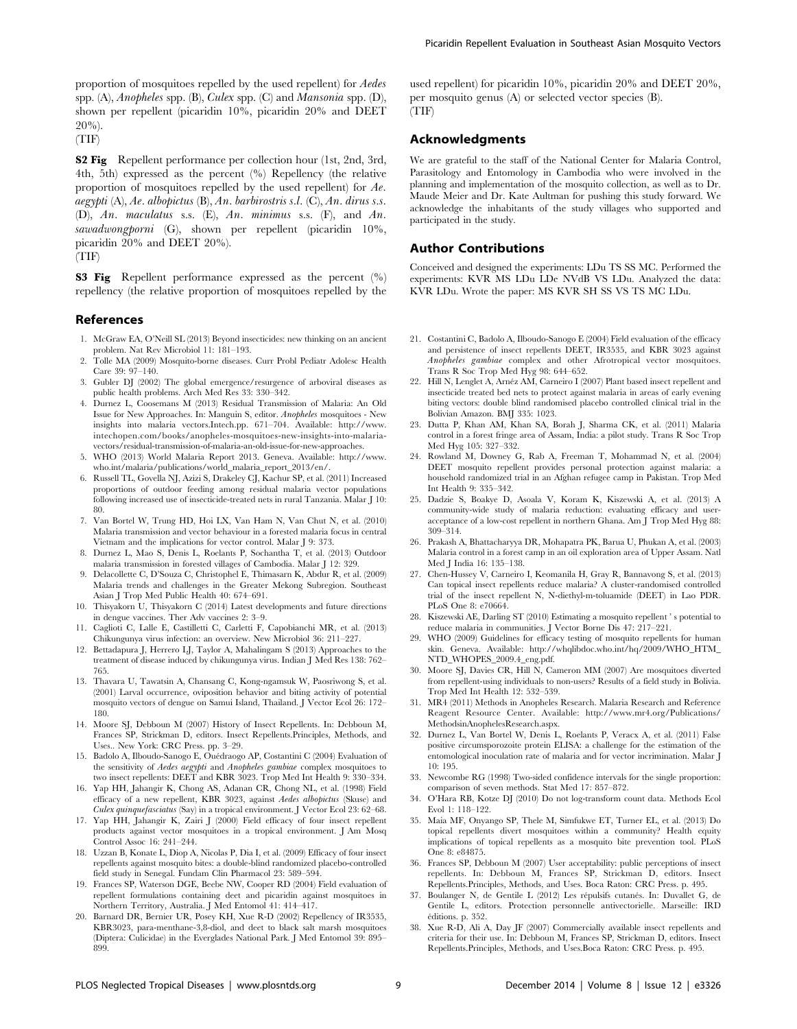proportion of mosquitoes repelled by the used repellent) for *Aedes* spp. (A), *Anopheles* spp. (B), *Culex* spp. (C) and *Mansonia* spp. (D), shown per repellent (picaridin 10%, picaridin 20% and DEET 20%).
(TIF)

**S2 Fig** Repellent performance per collection hour (1st, 2nd, 3rd, 4th, 5th) expressed as the percent (%) Repellency (the relative proportion of mosquitoes repelled by the used repellent) for *Ae. aegypti* (A), *Ae. albopictus* (B), *An. barbirostris s.l.* (C), *An. dirus s.s.* (D), *An. maculatus* s.s. (E), *An. minimus* s.s. (F), and *An. sawadwongporni* (G), shown per repellent (picaridin 10%, picaridin 20% and DEET 20%).
(TIF)

**S3 Fig** Repellent performance expressed as the percent (%) repellency (the relative proportion of mosquitoes repelled by the used repellent) for picaridin 10%, picaridin 20% and DEET 20%, per mosquito genus (A) or selected vector species (B).
(TIF)

## Acknowledgments

We are grateful to the staff of the National Center for Malaria Control, Parasitology and Entomology in Cambodia who were involved in the planning and implementation of the mosquito collection, as well as to Dr. Maude Meier and Dr. Kate Aultman for pushing this study forward. We acknowledge the inhabitants of the study villages who supported and participated in the study.

## Author Contributions

Conceived and designed the experiments: LDu TS SS MC. Performed the experiments: KVR MS LDu LDe NVdB VS LDu. Analyzed the data: KVR LDu. Wrote the paper: MS KVR SH SS VS TS MC LDu.

## References

1. McGraw EA, O'Neill SL (2013) Beyond insecticides: new thinking on an ancient problem. Nat Rev Microbiol 11: 181–193.
2. Tolle MA (2009) Mosquito-borne diseases. Curr Probl Pediatr Adolesc Health Care 39: 97–140.
3. Gubler DJ (2002) The global emergence/resurgence of arboviral diseases as public health problems. Arch Med Res 33: 330–342.
4. Durnez L, Coosemans M (2013) Residual Transmission of Malaria: An Old Issue for New Approaches. In: Manguin S, editor. *Anopheles* mosquitoes - New insights into malaria vectors.Intech.pp. 671–704. Available: http://www.intechopen.com/books/anopheles-mosquitoes-new-insights-into-malaria-vectors/residual-transmission-of-malaria-an-old-issue-for-new-approaches.
5. WHO (2013) World Malaria Report 2013. Geneva. Available: http://www.who.int/malaria/publications/world_malaria_report_2013/en/.
6. Russell TL, Govella NJ, Azizi S, Drakeley CJ, Kachur SP, et al. (2011) Increased proportions of outdoor feeding among residual malaria vector populations following increased use of insecticide-treated nets in rural Tanzania. Malar J 10: 80.
7. Van Bortel W, Trung HD, Hoi LX, Van Ham N, Van Chut N, et al. (2010) Malaria transmission and vector behaviour in a forested malaria focus in central Vietnam and the implications for vector control. Malar J 9: 373.
8. Durnez L, Mao S, Denis L, Roelants P, Sochantha T, et al. (2013) Outdoor malaria transmission in forested villages of Cambodia. Malar J 12: 329.
9. Delacollette C, D'Souza C, Christophel E, Thimasarn K, Abdur R, et al. (2009) Malaria trends and challenges in the Greater Mekong Subregion. Southeast Asian J Trop Med Public Health 40: 674–691.
10. Thisyakorn U, Thisyakorn C (2014) Latest developments and future directions in dengue vaccines. Ther Adv vaccines 2: 3–9.
11. Caglioti C, Lalle E, Castilletti C, Carletti F, Capobianchi MR, et al. (2013) Chikungunya virus infection: an overview. New Microbiol 36: 211–227.
12. Bettadapura J, Herrero LJ, Taylor A, Mahalingam S (2013) Approaches to the treatment of disease induced by chikungunya virus. Indian J Med Res 138: 762–765.
13. Thavara U, Tawatsin A, Chansang C, Kong-ngamsuk W, Paosriwong S, et al. (2001) Larval occurrence, oviposition behavior and biting activity of potential mosquito vectors of dengue on Samui Island, Thailand. J Vector Ecol 26: 172–180.
14. Moore SJ, Debboun M (2007) History of Insect Repellents. In: Debboun M, Frances SP, Strickman D, editors. Insect Repellents.Principles, Methods, and Uses.. New York: CRC Press. pp. 3–29.
15. Badolo A, Ilboudo-Sanogo E, Ouédraogo AP, Costantini C (2004) Evaluation of the sensitivity of *Aedes aegypti* and *Anopheles gambiae* complex mosquitoes to two insect repellents: DEET and KBR 3023. Trop Med Int Health 9: 330–334.
16. Yap HH, Jahangir K, Chong AS, Adanan CR, Chong NL, et al. (1998) Field efficacy of a new repellent, KBR 3023, against *Aedes albopictus* (Skuse) and *Culex quinquefasciatus* (Say) in a tropical environment. J Vector Ecol 23: 62–68.
17. Yap HH, Jahangir K, Zairi J (2000) Field efficacy of four insect repellent products against vector mosquitoes in a tropical environment. J Am Mosq Control Assoc 16: 241–244.
18. Uzzan B, Konate L, Diop A, Nicolas P, Dia I, et al. (2009) Efficacy of four insect repellents against mosquito bites: a double-blind randomized placebo-controlled field study in Senegal. Fundam Clin Pharmacol 23: 589–594.
19. Frances SP, Waterson DGE, Beebe NW, Cooper RD (2004) Field evaluation of repellent formulations containing deet and picaridin against mosquitoes in Northern Territory, Australia. J Med Entomol 41: 414–417.
20. Barnard DR, Bernier UR, Posey KH, Xue R-D (2002) Repellency of IR3535, KBR3023, para-menthane-3,8-diol, and deet to black salt marsh mosquitoes (Diptera: Culicidae) in the Everglades National Park. J Med Entomol 39: 895–899.
21. Costantini C, Badolo A, Ilboudo-Sanogo E (2004) Field evaluation of the efficacy and persistence of insect repellents DEET, IR3535, and KBR 3023 against *Anopheles gambiae* complex and other Afrotropical vector mosquitoes. Trans R Soc Trop Med Hyg 98: 644–652.
22. Hill N, Lenglet A, Arnéz AM, Carneiro I (2007) Plant based insect repellent and insecticide treated bed nets to protect against malaria in areas of early evening biting vectors: double blind randomised placebo controlled clinical trial in the Bolivian Amazon. BMJ 335: 1023.
23. Dutta P, Khan AM, Khan SA, Borah J, Sharma CK, et al. (2011) Malaria control in a forest fringe area of Assam, India: a pilot study. Trans R Soc Trop Med Hyg 105: 327–332.
24. Rowland M, Downey G, Rab A, Freeman T, Mohammad N, et al. (2004) DEET mosquito repellent provides personal protection against malaria: a household randomized trial in an Afghan refugee camp in Pakistan. Trop Med Int Health 9: 335–342.
25. Dadzie S, Boakye D, Asoala V, Koram K, Kiszewski A, et al. (2013) A community-wide study of malaria reduction: evaluating efficacy and user-acceptance of a low-cost repellent in northern Ghana. Am J Trop Med Hyg 88: 309–314.
26. Prakash A, Bhattacharyya DR, Mohapatra PK, Barua U, Phukan A, et al. (2003) Malaria control in a forest camp in an oil exploration area of Upper Assam. Natl Med J India 16: 135–138.
27. Chen-Hussey V, Carneiro I, Keomanila H, Gray R, Bannavong S, et al. (2013) Can topical insect repellents reduce malaria? A cluster-randomised controlled trial of the insect repellent N, N-diethyl-m-toluamide (DEET) in Lao PDR. PLoS One 8: e70664.
28. Kiszewski AE, Darling ST (2010) Estimating a mosquito repellent ' s potential to reduce malaria in communities. J Vector Borne Dis 47: 217–221.
29. WHO (2009) Guidelines for efficacy testing of mosquito repellents for human skin. Geneva. Available: http://whqlibdoc.who.int/hq/2009/WHO_HTM_NTD_WHOPES_2009.4_eng.pdf.
30. Moore SJ, Davies CR, Hill N, Cameron MM (2007) Are mosquitoes diverted from repellent-using individuals to non-users? Results of a field study in Bolivia. Trop Med Int Health 12: 532–539.
31. MR4 (2011) Methods in Anopheles Research. Malaria Research and Reference Reagent Resource Center. Available: http://www.mr4.org/Publications/MethodsinAnophelesResearch.aspx.
32. Durnez L, Van Bortel W, Denis L, Roelants P, Veracx A, et al. (2011) False positive circumsporozoite protein ELISA: a challenge for the estimation of the entomological inoculation rate of malaria and for vector incrimination. Malar J 10: 195.
33. Newcombe RG (1998) Two-sided confidence intervals for the single proportion: comparison of seven methods. Stat Med 17: 857–872.
34. O'Hara RB, Kotze DJ (2010) Do not log-transform count data. Methods Ecol Evol 1: 118–122.
35. Maia MF, Onyango SP, Thele M, Simfukwe ET, Turner EL, et al. (2013) Do topical repellents divert mosquitoes within a community? Health equity implications of topical repellents as a mosquito bite prevention tool. PLoS One 8: e84875.
36. Frances SP, Debboun M (2007) User acceptability: public perceptions of insect repellents. In: Debboun M, Frances SP, Strickman D, editors. Insect Repellents.Principles, Methods, and Uses. Boca Raton: CRC Press. p. 495.
37. Boulanger N, de Gentile L (2012) Les répulsifs cutanés. In: Duvallet G, de Gentile L, editors. Protection personnelle antivectorielle. Marseille: IRD éditions. p. 352.
38. Xue R-D, Ali A, Day JF (2007) Commercially available insect repellents and criteria for their use. In: Debboun M, Frances SP, Strickman D, editors. Insect Repellents.Principles, Methods, and Uses.Boca Raton: CRC Press. p. 495.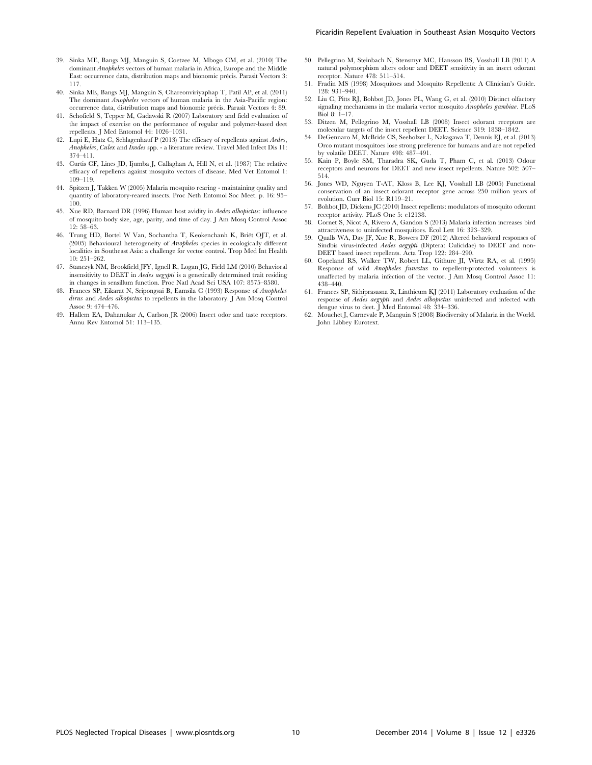39. Sinka ME, Bangs MJ, Manguin S, Coetzee M, Mbogo CM, et al. (2010) The dominant *Anopheles* vectors of human malaria in Africa, Europe and the Middle East: occurrence data, distribution maps and bionomic précis. Parasit Vectors 3: 117.
40. Sinka ME, Bangs MJ, Manguin S, Chareonviriyaphap T, Patil AP, et al. (2011) The dominant *Anopheles* vectors of human malaria in the Asia-Pacific region: occurrence data, distribution maps and bionomic précis. Parasit Vectors 4: 89.
41. Schofield S, Tepper M, Gadawski R (2007) Laboratory and field evaluation of the impact of exercise on the performance of regular and polymer-based deet repellents. J Med Entomol 44: 1026–1031.
42. Lupi E, Hatz C, Schlagenhauf P (2013) The efficacy of repellents against *Aedes*, *Anopheles*, *Culex* and *Ixodes* spp. - a literature review. Travel Med Infect Dis 11: 374–411.
43. Curtis CF, Lines JD, Ijumba J, Callaghan A, Hill N, et al. (1987) The relative efficacy of repellents against mosquito vectors of disease. Med Vet Entomol 1: 109–119.
44. Spitzen J, Takken W (2005) Malaria mosquito rearing - maintaining quality and quantity of laboratory-reared insects. Proc Neth Entomol Soc Meet. p. 16: 95–100.
45. Xue RD, Barnard DR (1996) Human host avidity in *Aedes albopictus*: influence of mosquito body size, age, parity, and time of day. J Am Mosq Control Assoc 12: 58–63.
46. Trung HD, Bortel W Van, Sochantha T, Keokenchanh K, Briët OJT, et al. (2005) Behavioural heterogeneity of *Anopheles* species in ecologically different localities in Southeast Asia: a challenge for vector control. Trop Med Int Health 10: 251–262.
47. Stanczyk NM, Brookfield JFY, Ignell R, Logan JG, Field LM (2010) Behavioral insensitivity to DEET in *Aedes aegypti* is a genetically determined trait residing in changes in sensillum function. Proc Natl Acad Sci USA 107: 8575–8580.
48. Frances SP, Eikarat N, Sripongsai B, Eamsila C (1993) Response of *Anopheles dirus* and *Aedes albopictus* to repellents in the laboratory. J Am Mosq Control Assoc 9: 474–476.
49. Hallem EA, Dahanukar A, Carlson JR (2006) Insect odor and taste receptors. Annu Rev Entomol 51: 113–135.
50. Pellegrino M, Steinbach N, Stensmyr MC, Hansson BS, Vosshall LB (2011) A natural polymorphism alters odour and DEET sensitivity in an insect odorant receptor. Nature 478: 511–514.
51. Fradin MS (1998) Mosquitoes and Mosquito Repellents: A Clinician's Guide. 128: 931–940.
52. Liu C, Pitts RJ, Bohbot JD, Jones PL, Wang G, et al. (2010) Distinct olfactory signaling mechanisms in the malaria vector mosquito *Anopheles gambiae*. PLoS Biol 8: 1–17.
53. Ditzen M, Pellegrino M, Vosshall LB (2008) Insect odorant receptors are molecular targets of the insect repellent DEET. Science 319: 1838–1842.
54. DeGennaro M, McBride CS, Seeholzer L, Nakagawa T, Dennis EJ, et al. (2013) Orco mutant mosquitoes lose strong preference for humans and are not repelled by volatile DEET. Nature 498: 487–491.
55. Kain P, Boyle SM, Tharadra SK, Guda T, Pham C, et al. (2013) Odour receptors and neurons for DEET and new insect repellents. Nature 502: 507–514.
56. Jones WD, Nguyen T-AT, Kloss B, Lee KJ, Vosshall LB (2005) Functional conservation of an insect odorant receptor gene across 250 million years of evolution. Curr Biol 15: R119–21.
57. Bohbot JD, Dickens JC (2010) Insect repellents: modulators of mosquito odorant receptor activity. PLoS One 5: e12138.
58. Cornet S, Nicot A, Rivero A, Gandon S (2013) Malaria infection increases bird attractiveness to uninfected mosquitoes. Ecol Lett 16: 323–329.
59. Qualls WA, Day JF, Xue R, Bowers DF (2012) Altered behavioral responses of Sindbis virus-infected *Aedes aegypti* (Diptera: Culicidae) to DEET and non-DEET based insect repellents. Acta Trop 122: 284–290.
60. Copeland RS, Walker TW, Robert LL, Githure JI, Wirtz RA, et al. (1995) Response of wild *Anopheles funestus* to repellent-protected volunteers is unaffected by malaria infection of the vector. J Am Mosq Control Assoc 11: 438–440.
61. Frances SP, Sithiprasasna R, Linthicum KJ (2011) Laboratory evaluation of the response of *Aedes aegypti* and *Aedes albopictus* uninfected and infected with dengue virus to deet. J Med Entomol 48: 334–336.
62. Mouchet J, Carnevale P, Manguin S (2008) Biodiversity of Malaria in the World. John Libbey Eurotext.